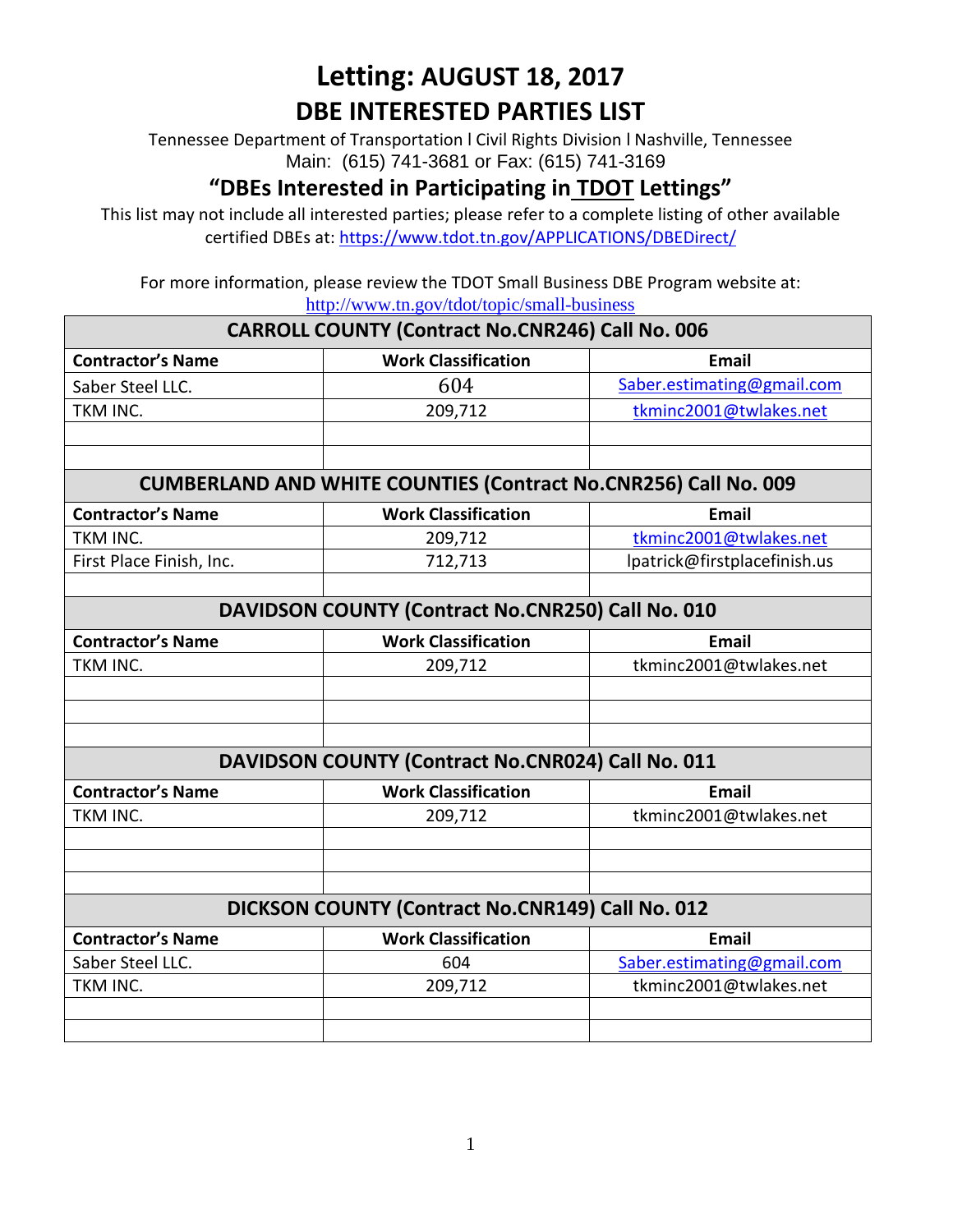# Letting: AUGUST 18, 2017

## DBE INTERESTED PARTIES LIST

Tennessee Department of Transportation l Civil Rights Division l Nashville, Tennessee
Main: (615) 741-3681 or Fax: (615) 741-3169

### "DBEs Interested in Participating in TDOT Lettings"

This list may not include all interested parties; please refer to a complete listing of other available certified DBEs at: https://www.tdot.tn.gov/APPLICATIONS/DBEDirect/

For more information, please review the TDOT Small Business DBE Program website at: http://www.tn.gov/tdot/topic/small-business

| CARROLL COUNTY (Contract No.CNR246) Call No. 006 | | |
|---|---|---|
| **Contractor's Name** | **Work Classification** | **Email** |
| Saber Steel LLC. | 604 | Saber.estimating@gmail.com |
| TKM INC. | 209,712 | tkminc2001@twlakes.net |
| | | |
| | | |

| CUMBERLAND AND WHITE COUNTIES (Contract No.CNR256) Call No. 009 | | |
|---|---|---|
| **Contractor's Name** | **Work Classification** | **Email** |
| TKM INC. | 209,712 | tkminc2001@twlakes.net |
| First Place Finish, Inc. | 712,713 | lpatrick@firstplacefinish.us |
| | | |

| DAVIDSON COUNTY (Contract No.CNR250) Call No. 010 | | |
|---|---|---|
| **Contractor's Name** | **Work Classification** | **Email** |
| TKM INC. | 209,712 | tkminc2001@twlakes.net |
| | | |
| | | |
| | | |

| DAVIDSON COUNTY (Contract No.CNR024) Call No. 011 | | |
|---|---|---|
| **Contractor's Name** | **Work Classification** | **Email** |
| TKM INC. | 209,712 | tkminc2001@twlakes.net |
| | | |
| | | |
| | | |

| DICKSON COUNTY (Contract No.CNR149) Call No. 012 | | |
|---|---|---|
| **Contractor's Name** | **Work Classification** | **Email** |
| Saber Steel LLC. | 604 | Saber.estimating@gmail.com |
| TKM INC. | 209,712 | tkminc2001@twlakes.net |
| | | |
| | | |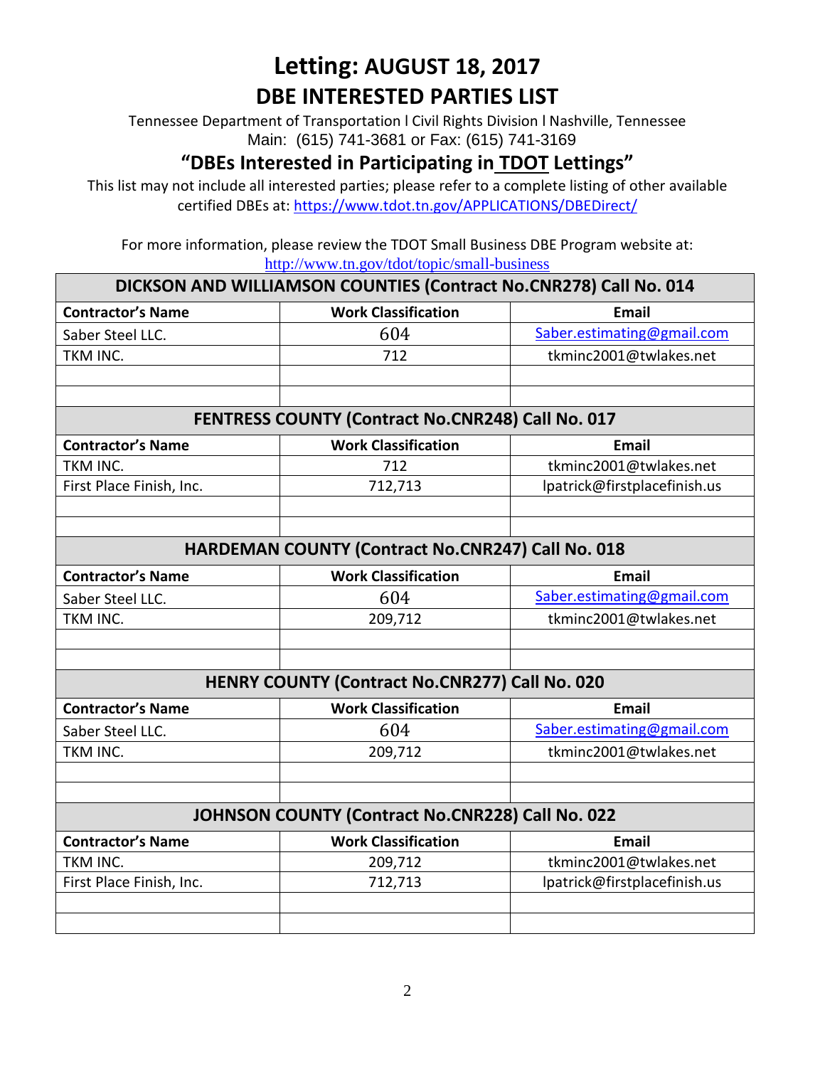# Letting: AUGUST 18, 2017

## DBE INTERESTED PARTIES LIST

Tennessee Department of Transportation l Civil Rights Division l Nashville, Tennessee
Main: (615) 741-3681 or Fax: (615) 741-3169

### "DBEs Interested in Participating in TDOT Lettings"

This list may not include all interested parties; please refer to a complete listing of other available certified DBEs at: https://www.tdot.tn.gov/APPLICATIONS/DBEDirect/

For more information, please review the TDOT Small Business DBE Program website at: http://www.tn.gov/tdot/topic/small-business

| DICKSON AND WILLIAMSON COUNTIES (Contract No.CNR278) Call No. 014 | | |
|---|---|---|
| **Contractor's Name** | **Work Classification** | **Email** |
| Saber Steel LLC. | 604 | Saber.estimating@gmail.com |
| TKM INC. | 712 | tkminc2001@twlakes.net |
| | | |
| | | |

| FENTRESS COUNTY (Contract No.CNR248) Call No. 017 | | |
|---|---|---|
| **Contractor's Name** | **Work Classification** | **Email** |
| TKM INC. | 712 | tkminc2001@twlakes.net |
| First Place Finish, Inc. | 712,713 | lpatrick@firstplacefinish.us |
| | | |
| | | |

| HARDEMAN COUNTY (Contract No.CNR247) Call No. 018 | | |
|---|---|---|
| **Contractor's Name** | **Work Classification** | **Email** |
| Saber Steel LLC. | 604 | Saber.estimating@gmail.com |
| TKM INC. | 209,712 | tkminc2001@twlakes.net |
| | | |
| | | |

| HENRY COUNTY (Contract No.CNR277) Call No. 020 | | |
|---|---|---|
| **Contractor's Name** | **Work Classification** | **Email** |
| Saber Steel LLC. | 604 | Saber.estimating@gmail.com |
| TKM INC. | 209,712 | tkminc2001@twlakes.net |
| | | |
| | | |

| JOHNSON COUNTY (Contract No.CNR228) Call No. 022 | | |
|---|---|---|
| **Contractor's Name** | **Work Classification** | **Email** |
| TKM INC. | 209,712 | tkminc2001@twlakes.net |
| First Place Finish, Inc. | 712,713 | lpatrick@firstplacefinish.us |
| | | |
| | | |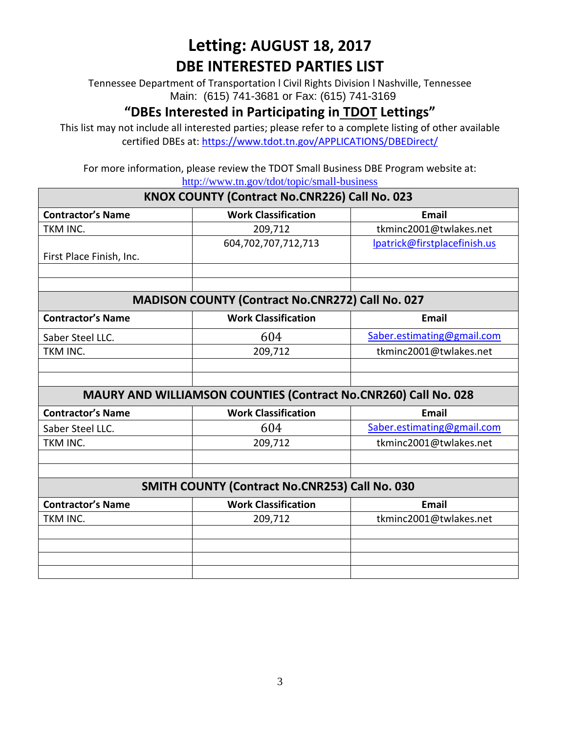# Letting: AUGUST 18, 2017

## DBE INTERESTED PARTIES LIST

Tennessee Department of Transportation l Civil Rights Division l Nashville, Tennessee
Main: (615) 741-3681 or Fax: (615) 741-3169

### "DBEs Interested in Participating in TDOT Lettings"

This list may not include all interested parties; please refer to a complete listing of other available certified DBEs at: https://www.tdot.tn.gov/APPLICATIONS/DBEDirect/

For more information, please review the TDOT Small Business DBE Program website at: http://www.tn.gov/tdot/topic/small-business

| KNOX COUNTY (Contract No.CNR226) Call No. 023 | | |
|---|---|---|
| **Contractor's Name** | **Work Classification** | **Email** |
| TKM INC. | 209,712 | tkminc2001@twlakes.net |
| First Place Finish, Inc. | 604,702,707,712,713 | lpatrick@firstplacefinish.us |
| | | |
| | | |

| MADISON COUNTY (Contract No.CNR272) Call No. 027 | | |
|---|---|---|
| **Contractor's Name** | **Work Classification** | **Email** |
| Saber Steel LLC. | 604 | Saber.estimating@gmail.com |
| TKM INC. | 209,712 | tkminc2001@twlakes.net |
| | | |
| | | |

| MAURY AND WILLIAMSON COUNTIES (Contract No.CNR260) Call No. 028 | | |
|---|---|---|
| **Contractor's Name** | **Work Classification** | **Email** |
| Saber Steel LLC. | 604 | Saber.estimating@gmail.com |
| TKM INC. | 209,712 | tkminc2001@twlakes.net |
| | | |
| | | |

| SMITH COUNTY (Contract No.CNR253) Call No. 030 | | |
|---|---|---|
| **Contractor's Name** | **Work Classification** | **Email** |
| TKM INC. | 209,712 | tkminc2001@twlakes.net |
| | | |
| | | |
| | | |
| | | |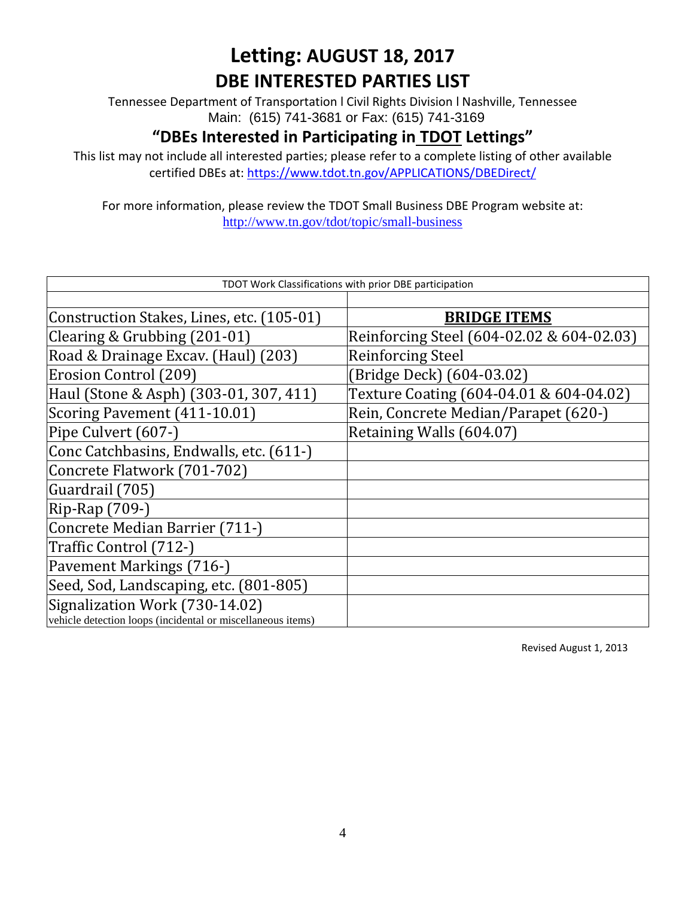# Letting: AUGUST 18, 2017

## DBE INTERESTED PARTIES LIST

Tennessee Department of Transportation l Civil Rights Division l Nashville, Tennessee
Main: (615) 741-3681 or Fax: (615) 741-3169

### "DBEs Interested in Participating in TDOT Lettings"

This list may not include all interested parties; please refer to a complete listing of other available certified DBEs at: https://www.tdot.tn.gov/APPLICATIONS/DBEDirect/

For more information, please review the TDOT Small Business DBE Program website at: http://www.tn.gov/tdot/topic/small-business

| TDOT Work Classifications with prior DBE participation | |
|---|---|
| | |
| Construction Stakes, Lines, etc. (105-01) | **BRIDGE ITEMS** |
| Clearing & Grubbing (201-01) | Reinforcing Steel (604-02.02 & 604-02.03) |
| Road & Drainage Excav. (Haul) (203) | Reinforcing Steel |
| Erosion Control (209) | (Bridge Deck) (604-03.02) |
| Haul (Stone & Asph) (303-01, 307, 411) | Texture Coating (604-04.01 & 604-04.02) |
| Scoring Pavement (411-10.01) | Rein, Concrete Median/Parapet (620-) |
| Pipe Culvert (607-) | Retaining Walls (604.07) |
| Conc Catchbasins, Endwalls, etc. (611-) | |
| Concrete Flatwork (701-702) | |
| Guardrail (705) | |
| Rip-Rap (709-) | |
| Concrete Median Barrier (711-) | |
| Traffic Control (712-) | |
| Pavement Markings (716-) | |
| Seed, Sod, Landscaping, etc. (801-805) | |
| Signalization Work (730-14.02) vehicle detection loops (incidental or miscellaneous items) | |

Revised August 1, 2013